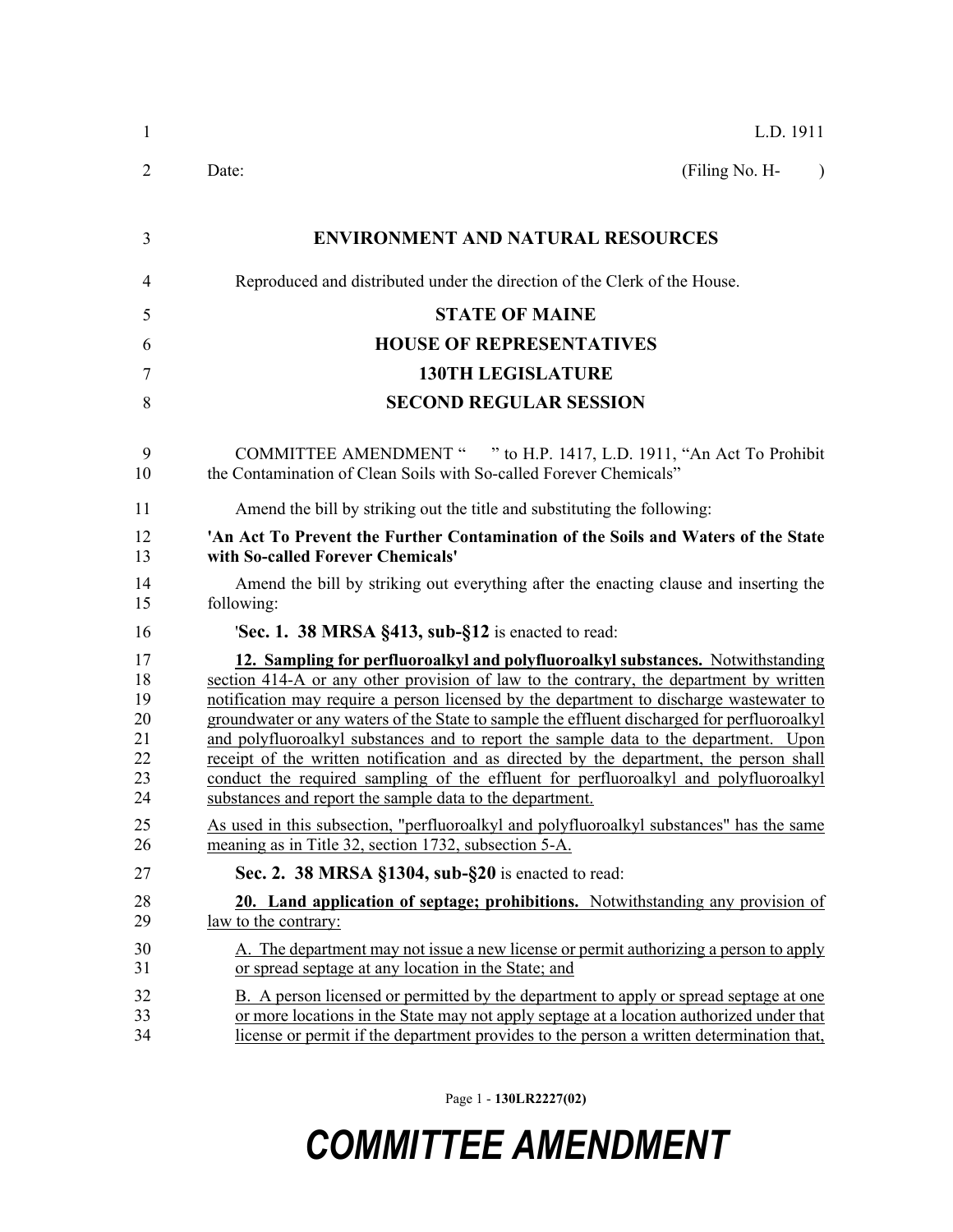L.D. 1911

Date: (Filing No. H- )

**ENVIRONMENT AND NATURAL RESOURCES**

Reproduced and distributed under the direction of the Clerk of the House.

**STATE OF MAINE**

**HOUSE OF REPRESENTATIVES**

**130TH LEGISLATURE**

**SECOND REGULAR SESSION**

COMMITTEE AMENDMENT " " to H.P. 1417, L.D. 1911, "An Act To Prohibit the Contamination of Clean Soils with So-called Forever Chemicals"

Amend the bill by striking out the title and substituting the following:

**'An Act To Prevent the Further Contamination of the Soils and Waters of the State with So-called Forever Chemicals'**

Amend the bill by striking out everything after the enacting clause and inserting the following:

'**Sec. 1. 38 MRSA §413, sub-§12** is enacted to read:

**12. Sampling for perfluoroalkyl and polyfluoroalkyl substances.** Notwithstanding section 414-A or any other provision of law to the contrary, the department by written notification may require a person licensed by the department to discharge wastewater to groundwater or any waters of the State to sample the effluent discharged for perfluoroalkyl and polyfluoroalkyl substances and to report the sample data to the department. Upon receipt of the written notification and as directed by the department, the person shall conduct the required sampling of the effluent for perfluoroalkyl and polyfluoroalkyl substances and report the sample data to the department.

As used in this subsection, "perfluoroalkyl and polyfluoroalkyl substances" has the same meaning as in Title 32, section 1732, subsection 5-A.

**Sec. 2. 38 MRSA §1304, sub-§20** is enacted to read:

**20. Land application of septage; prohibitions.** Notwithstanding any provision of law to the contrary:

A. The department may not issue a new license or permit authorizing a person to apply or spread septage at any location in the State; and

B. A person licensed or permitted by the department to apply or spread septage at one or more locations in the State may not apply septage at a location authorized under that license or permit if the department provides to the person a written determination that,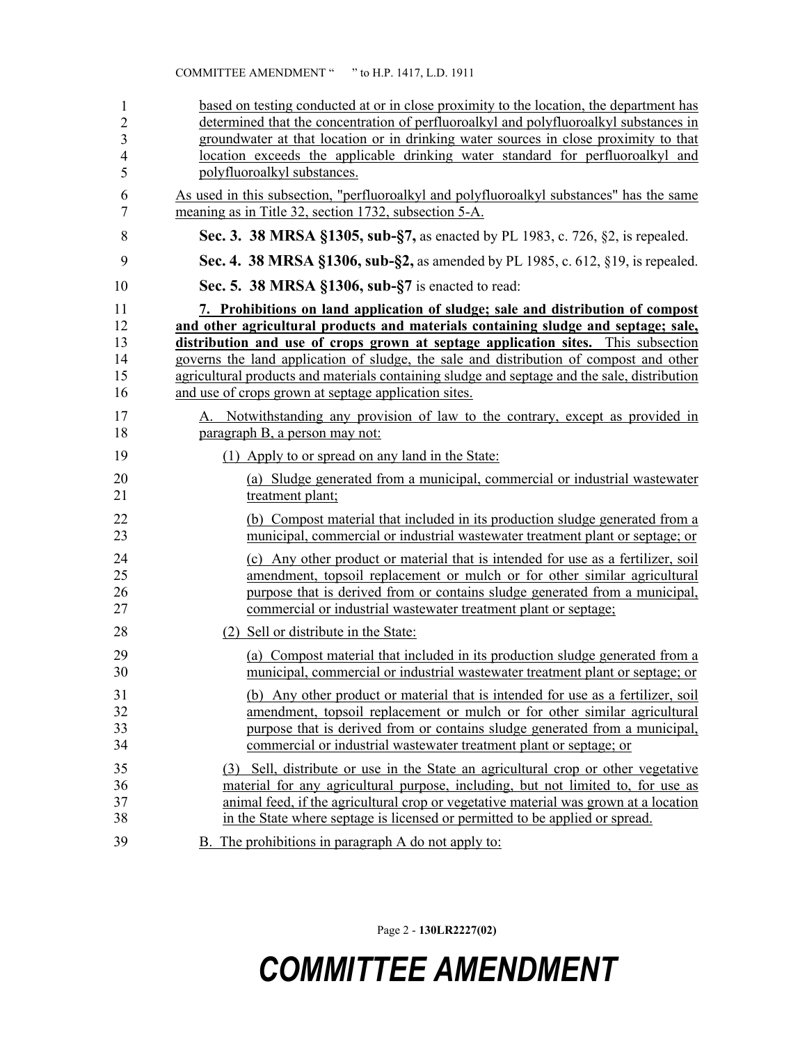based on testing conducted at or in close proximity to the location, the department has determined that the concentration of perfluoroalkyl and polyfluoroalkyl substances in groundwater at that location or in drinking water sources in close proximity to that location exceeds the applicable drinking water standard for perfluoroalkyl and polyfluoroalkyl substances.

As used in this subsection, "perfluoroalkyl and polyfluoroalkyl substances" has the same meaning as in Title 32, section 1732, subsection 5-A.

**Sec. 3. 38 MRSA §1305, sub-§7,** as enacted by PL 1983, c. 726, §2, is repealed.

**Sec. 4. 38 MRSA §1306, sub-§2,** as amended by PL 1985, c. 612, §19, is repealed.

**Sec. 5. 38 MRSA §1306, sub-§7** is enacted to read:

**7. Prohibitions on land application of sludge; sale and distribution of compost and other agricultural products and materials containing sludge and septage; sale, distribution and use of crops grown at septage application sites.** This subsection governs the land application of sludge, the sale and distribution of compost and other agricultural products and materials containing sludge and septage and the sale, distribution and use of crops grown at septage application sites.

A. Notwithstanding any provision of law to the contrary, except as provided in paragraph B, a person may not:

(1) Apply to or spread on any land in the State:

(a) Sludge generated from a municipal, commercial or industrial wastewater treatment plant;

(b) Compost material that included in its production sludge generated from a municipal, commercial or industrial wastewater treatment plant or septage; or

(c) Any other product or material that is intended for use as a fertilizer, soil amendment, topsoil replacement or mulch or for other similar agricultural purpose that is derived from or contains sludge generated from a municipal, commercial or industrial wastewater treatment plant or septage;

(2) Sell or distribute in the State:

(a) Compost material that included in its production sludge generated from a municipal, commercial or industrial wastewater treatment plant or septage; or

(b) Any other product or material that is intended for use as a fertilizer, soil amendment, topsoil replacement or mulch or for other similar agricultural purpose that is derived from or contains sludge generated from a municipal, commercial or industrial wastewater treatment plant or septage; or

(3) Sell, distribute or use in the State an agricultural crop or other vegetative material for any agricultural purpose, including, but not limited to, for use as animal feed, if the agricultural crop or vegetative material was grown at a location in the State where septage is licensed or permitted to be applied or spread.

B. The prohibitions in paragraph A do not apply to: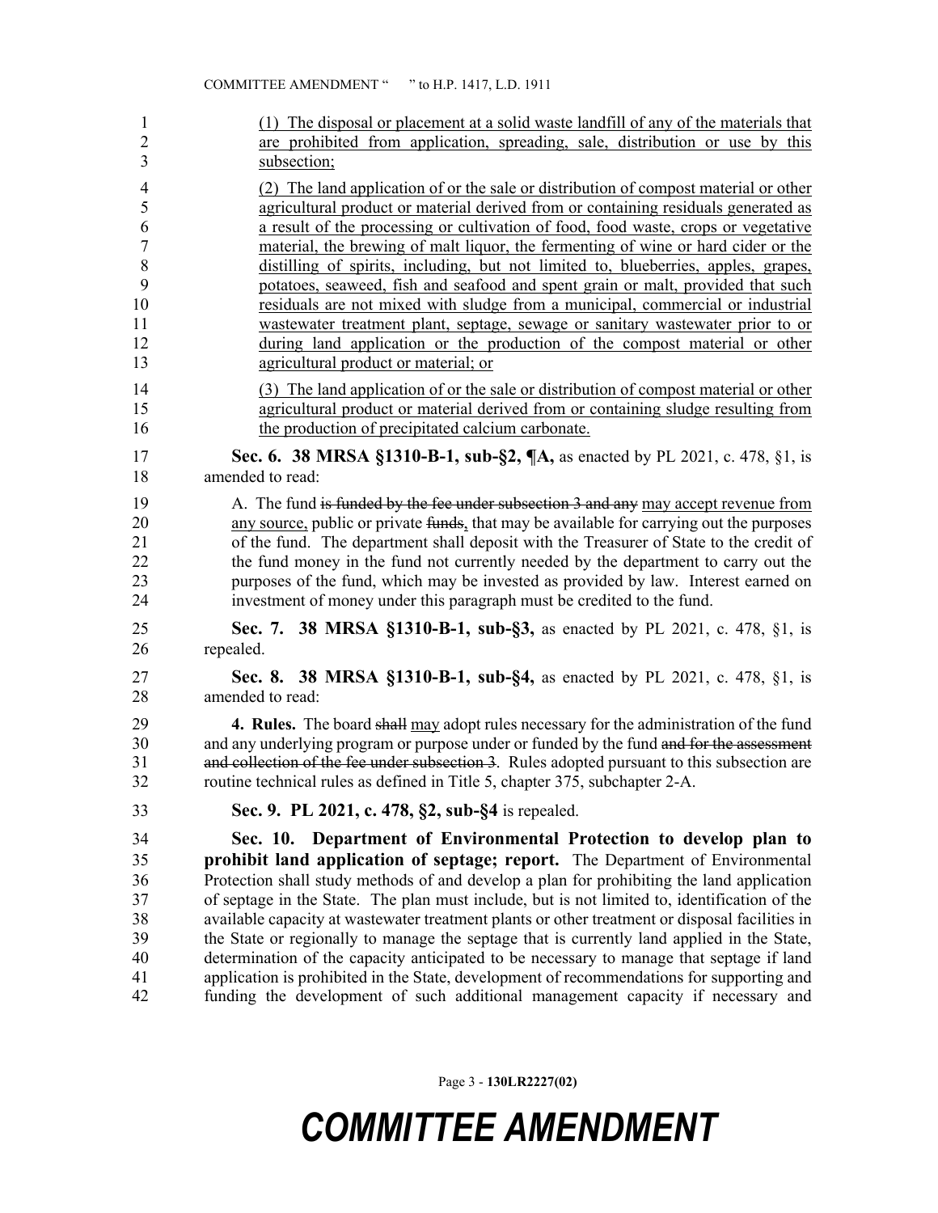(1) The disposal or placement at a solid waste landfill of any of the materials that are prohibited from application, spreading, sale, distribution or use by this subsection;

(2) The land application of or the sale or distribution of compost material or other agricultural product or material derived from or containing residuals generated as a result of the processing or cultivation of food, food waste, crops or vegetative material, the brewing of malt liquor, the fermenting of wine or hard cider or the distilling of spirits, including, but not limited to, blueberries, apples, grapes, potatoes, seaweed, fish and seafood and spent grain or malt, provided that such residuals are not mixed with sludge from a municipal, commercial or industrial wastewater treatment plant, septage, sewage or sanitary wastewater prior to or during land application or the production of the compost material or other agricultural product or material; or

(3) The land application of or the sale or distribution of compost material or other agricultural product or material derived from or containing sludge resulting from the production of precipitated calcium carbonate.

**Sec. 6. 38 MRSA §1310-B-1, sub-§2, ¶A,** as enacted by PL 2021, c. 478, §1, is amended to read:

A. The fund ~~is funded by the fee under subsection 3 and any~~ may accept revenue from any source, public or private ~~funds~~, that may be available for carrying out the purposes of the fund. The department shall deposit with the Treasurer of State to the credit of the fund money in the fund not currently needed by the department to carry out the purposes of the fund, which may be invested as provided by law. Interest earned on investment of money under this paragraph must be credited to the fund.

**Sec. 7. 38 MRSA §1310-B-1, sub-§3,** as enacted by PL 2021, c. 478, §1, is repealed.

**Sec. 8. 38 MRSA §1310-B-1, sub-§4,** as enacted by PL 2021, c. 478, §1, is amended to read:

**4. Rules.** The board ~~shall~~ may adopt rules necessary for the administration of the fund and any underlying program or purpose under or funded by the fund ~~and for the assessment and collection of the fee under subsection 3~~. Rules adopted pursuant to this subsection are routine technical rules as defined in Title 5, chapter 375, subchapter 2-A.

**Sec. 9. PL 2021, c. 478, §2, sub-§4** is repealed.

**Sec. 10. Department of Environmental Protection to develop plan to prohibit land application of septage; report.** The Department of Environmental Protection shall study methods of and develop a plan for prohibiting the land application of septage in the State. The plan must include, but is not limited to, identification of the available capacity at wastewater treatment plants or other treatment or disposal facilities in the State or regionally to manage the septage that is currently land applied in the State, determination of the capacity anticipated to be necessary to manage that septage if land application is prohibited in the State, development of recommendations for supporting and funding the development of such additional management capacity if necessary and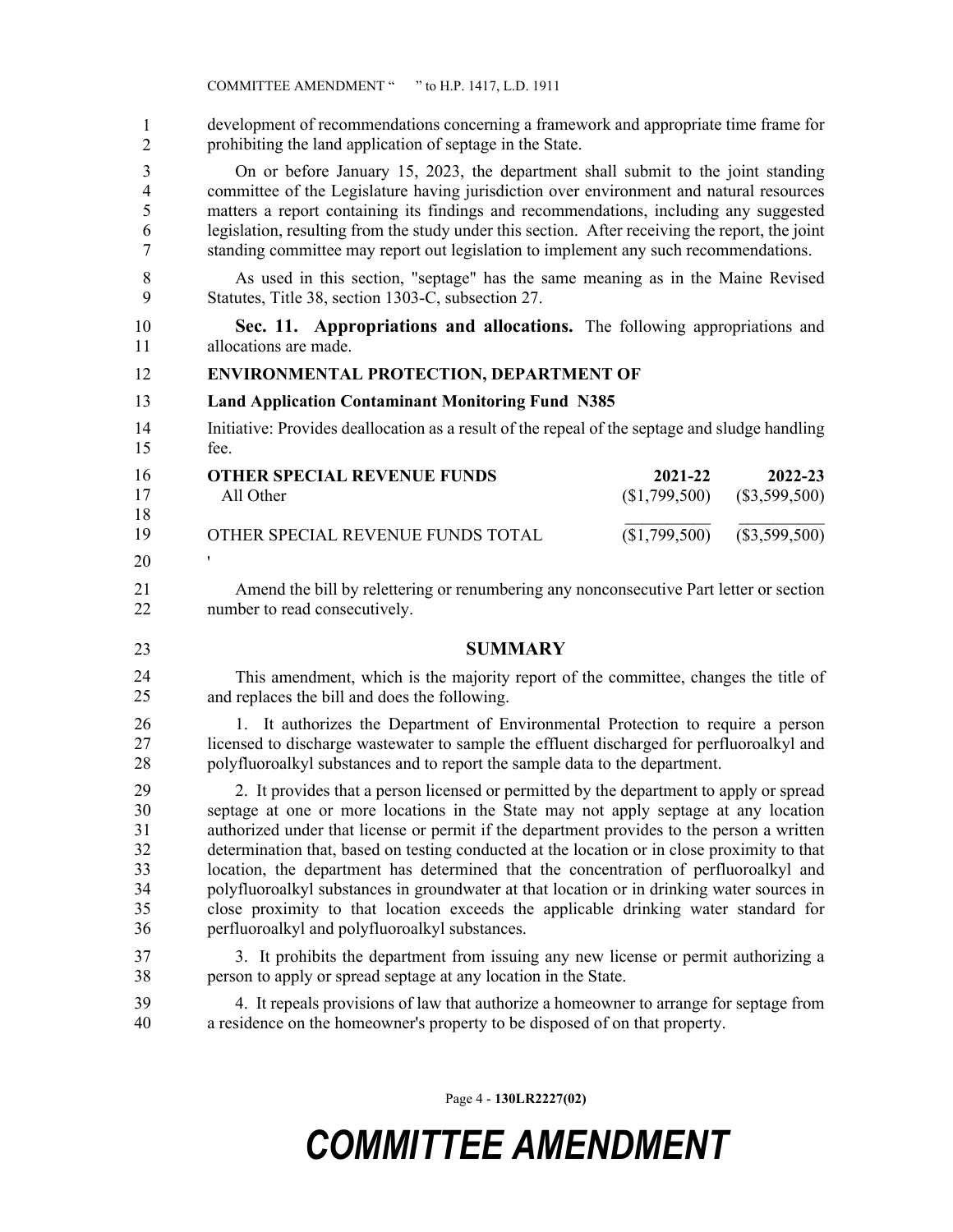development of recommendations concerning a framework and appropriate time frame for prohibiting the land application of septage in the State.

On or before January 15, 2023, the department shall submit to the joint standing committee of the Legislature having jurisdiction over environment and natural resources matters a report containing its findings and recommendations, including any suggested legislation, resulting from the study under this section. After receiving the report, the joint standing committee may report out legislation to implement any such recommendations.

As used in this section, "septage" has the same meaning as in the Maine Revised Statutes, Title 38, section 1303-C, subsection 27.

**Sec. 11. Appropriations and allocations.** The following appropriations and allocations are made.

**ENVIRONMENTAL PROTECTION, DEPARTMENT OF**

**Land Application Contaminant Monitoring Fund N385**

Initiative: Provides deallocation as a result of the repeal of the septage and sludge handling fee.

| **OTHER SPECIAL REVENUE FUNDS** | **2021-22** | **2022-23** |
|---|---|---|
| All Other | ($1,799,500) | ($3,599,500) |
| OTHER SPECIAL REVENUE FUNDS TOTAL | ($1,799,500) | ($3,599,500) |

'

Amend the bill by relettering or renumbering any nonconsecutive Part letter or section number to read consecutively.

## SUMMARY

This amendment, which is the majority report of the committee, changes the title of and replaces the bill and does the following.

1. It authorizes the Department of Environmental Protection to require a person licensed to discharge wastewater to sample the effluent discharged for perfluoroalkyl and polyfluoroalkyl substances and to report the sample data to the department.

2. It provides that a person licensed or permitted by the department to apply or spread septage at one or more locations in the State may not apply septage at any location authorized under that license or permit if the department provides to the person a written determination that, based on testing conducted at the location or in close proximity to that location, the department has determined that the concentration of perfluoroalkyl and polyfluoroalkyl substances in groundwater at that location or in drinking water sources in close proximity to that location exceeds the applicable drinking water standard for perfluoroalkyl and polyfluoroalkyl substances.

3. It prohibits the department from issuing any new license or permit authorizing a person to apply or spread septage at any location in the State.

4. It repeals provisions of law that authorize a homeowner to arrange for septage from a residence on the homeowner's property to be disposed of on that property.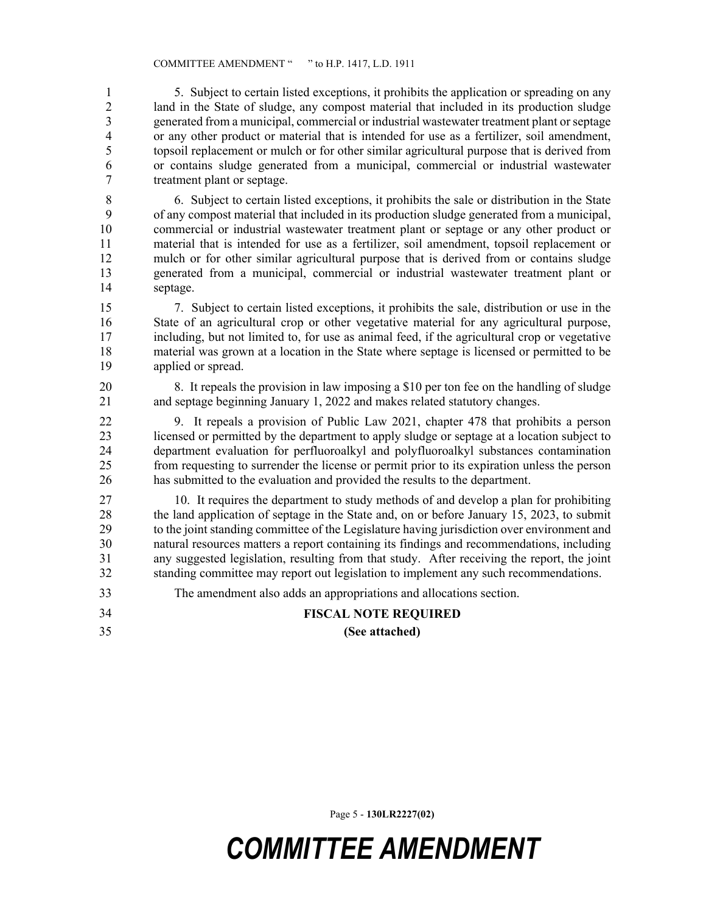5. Subject to certain listed exceptions, it prohibits the application or spreading on any land in the State of sludge, any compost material that included in its production sludge generated from a municipal, commercial or industrial wastewater treatment plant or septage or any other product or material that is intended for use as a fertilizer, soil amendment, topsoil replacement or mulch or for other similar agricultural purpose that is derived from or contains sludge generated from a municipal, commercial or industrial wastewater treatment plant or septage.

6. Subject to certain listed exceptions, it prohibits the sale or distribution in the State of any compost material that included in its production sludge generated from a municipal, commercial or industrial wastewater treatment plant or septage or any other product or material that is intended for use as a fertilizer, soil amendment, topsoil replacement or mulch or for other similar agricultural purpose that is derived from or contains sludge generated from a municipal, commercial or industrial wastewater treatment plant or septage.

7. Subject to certain listed exceptions, it prohibits the sale, distribution or use in the State of an agricultural crop or other vegetative material for any agricultural purpose, including, but not limited to, for use as animal feed, if the agricultural crop or vegetative material was grown at a location in the State where septage is licensed or permitted to be applied or spread.

8. It repeals the provision in law imposing a $10 per ton fee on the handling of sludge and septage beginning January 1, 2022 and makes related statutory changes.

9. It repeals a provision of Public Law 2021, chapter 478 that prohibits a person licensed or permitted by the department to apply sludge or septage at a location subject to department evaluation for perfluoroalkyl and polyfluoroalkyl substances contamination from requesting to surrender the license or permit prior to its expiration unless the person has submitted to the evaluation and provided the results to the department.

10. It requires the department to study methods of and develop a plan for prohibiting the land application of septage in the State and, on or before January 15, 2023, to submit to the joint standing committee of the Legislature having jurisdiction over environment and natural resources matters a report containing its findings and recommendations, including any suggested legislation, resulting from that study. After receiving the report, the joint standing committee may report out legislation to implement any such recommendations.

The amendment also adds an appropriations and allocations section.

**FISCAL NOTE REQUIRED**

**(See attached)**